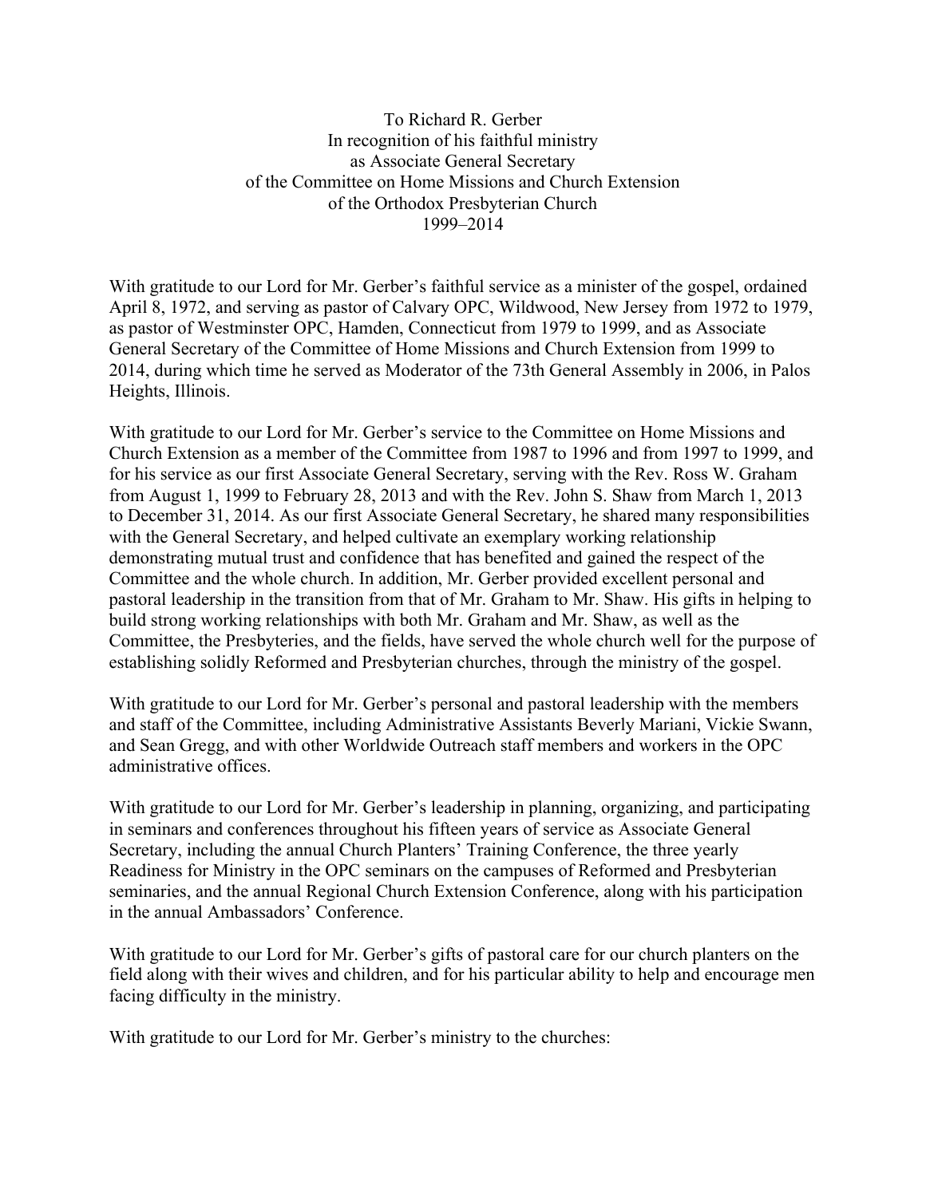To Richard R. Gerber  
In recognition of his faithful ministry  
as Associate General Secretary  
of the Committee on Home Missions and Church Extension  
of the Orthodox Presbyterian Church  
1999–2014

With gratitude to our Lord for Mr. Gerber's faithful service as a minister of the gospel, ordained April 8, 1972, and serving as pastor of Calvary OPC, Wildwood, New Jersey from 1972 to 1979, as pastor of Westminster OPC, Hamden, Connecticut from 1979 to 1999, and as Associate General Secretary of the Committee of Home Missions and Church Extension from 1999 to 2014, during which time he served as Moderator of the 73th General Assembly in 2006, in Palos Heights, Illinois.

With gratitude to our Lord for Mr. Gerber's service to the Committee on Home Missions and Church Extension as a member of the Committee from 1987 to 1996 and from 1997 to 1999, and for his service as our first Associate General Secretary, serving with the Rev. Ross W. Graham from August 1, 1999 to February 28, 2013 and with the Rev. John S. Shaw from March 1, 2013 to December 31, 2014. As our first Associate General Secretary, he shared many responsibilities with the General Secretary, and helped cultivate an exemplary working relationship demonstrating mutual trust and confidence that has benefited and gained the respect of the Committee and the whole church. In addition, Mr. Gerber provided excellent personal and pastoral leadership in the transition from that of Mr. Graham to Mr. Shaw. His gifts in helping to build strong working relationships with both Mr. Graham and Mr. Shaw, as well as the Committee, the Presbyteries, and the fields, have served the whole church well for the purpose of establishing solidly Reformed and Presbyterian churches, through the ministry of the gospel.

With gratitude to our Lord for Mr. Gerber's personal and pastoral leadership with the members and staff of the Committee, including Administrative Assistants Beverly Mariani, Vickie Swann, and Sean Gregg, and with other Worldwide Outreach staff members and workers in the OPC administrative offices.

With gratitude to our Lord for Mr. Gerber's leadership in planning, organizing, and participating in seminars and conferences throughout his fifteen years of service as Associate General Secretary, including the annual Church Planters' Training Conference, the three yearly Readiness for Ministry in the OPC seminars on the campuses of Reformed and Presbyterian seminaries, and the annual Regional Church Extension Conference, along with his participation in the annual Ambassadors' Conference.

With gratitude to our Lord for Mr. Gerber's gifts of pastoral care for our church planters on the field along with their wives and children, and for his particular ability to help and encourage men facing difficulty in the ministry.

With gratitude to our Lord for Mr. Gerber's ministry to the churches: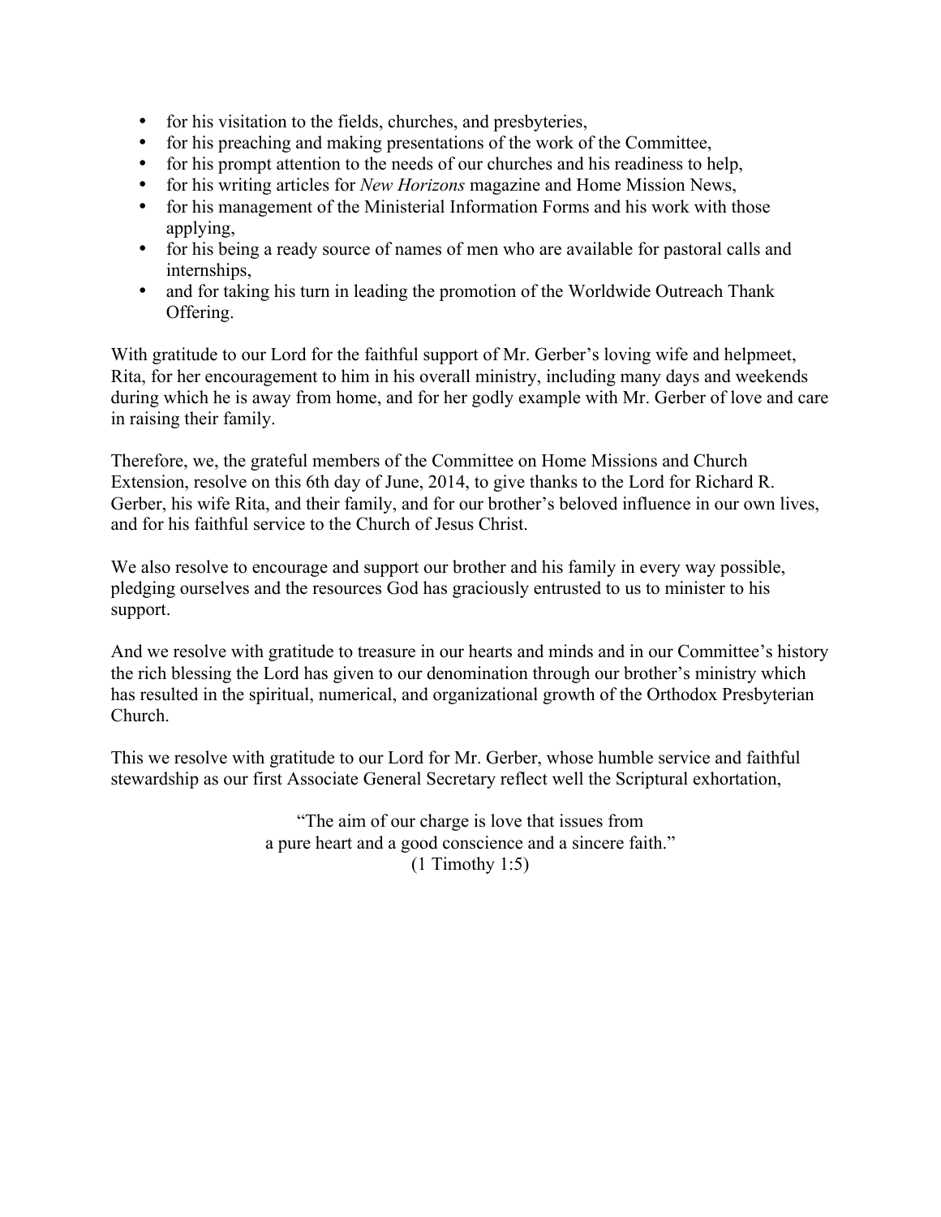- for his visitation to the fields, churches, and presbyteries,
- for his preaching and making presentations of the work of the Committee,
- for his prompt attention to the needs of our churches and his readiness to help,
- for his writing articles for *New Horizons* magazine and Home Mission News,
- for his management of the Ministerial Information Forms and his work with those applying,
- for his being a ready source of names of men who are available for pastoral calls and internships,
- and for taking his turn in leading the promotion of the Worldwide Outreach Thank Offering.

With gratitude to our Lord for the faithful support of Mr. Gerber's loving wife and helpmeet, Rita, for her encouragement to him in his overall ministry, including many days and weekends during which he is away from home, and for her godly example with Mr. Gerber of love and care in raising their family.

Therefore, we, the grateful members of the Committee on Home Missions and Church Extension, resolve on this 6th day of June, 2014, to give thanks to the Lord for Richard R. Gerber, his wife Rita, and their family, and for our brother's beloved influence in our own lives, and for his faithful service to the Church of Jesus Christ.

We also resolve to encourage and support our brother and his family in every way possible, pledging ourselves and the resources God has graciously entrusted to us to minister to his support.

And we resolve with gratitude to treasure in our hearts and minds and in our Committee's history the rich blessing the Lord has given to our denomination through our brother's ministry which has resulted in the spiritual, numerical, and organizational growth of the Orthodox Presbyterian Church.

This we resolve with gratitude to our Lord for Mr. Gerber, whose humble service and faithful stewardship as our first Associate General Secretary reflect well the Scriptural exhortation,

"The aim of our charge is love that issues from
a pure heart and a good conscience and a sincere faith."
(1 Timothy 1:5)